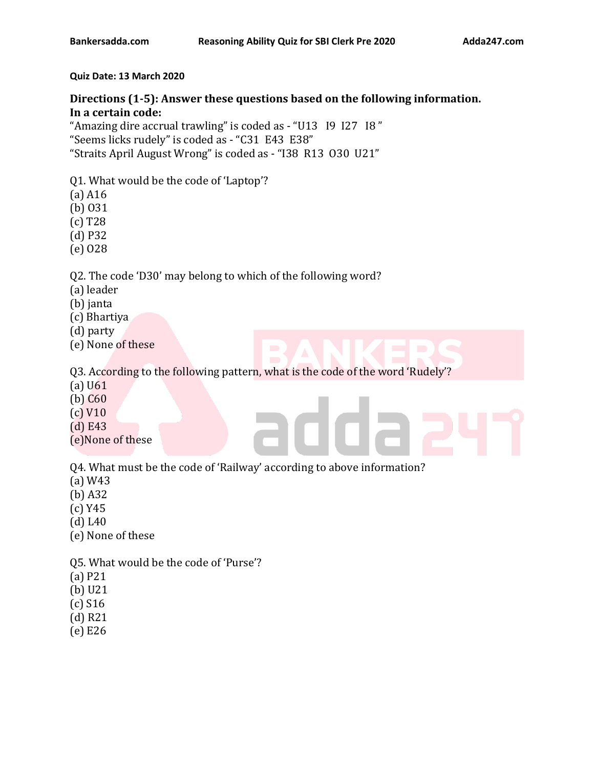**Quiz Date: 13 March 2020**

**Directions (1-5): Answer these questions based on the following information.**
**In a certain code:**

"Amazing dire accrual trawling" is coded as - "U13 I9 I27 I8 "
"Seems licks rudely" is coded as - "C31 E43 E38"
"Straits April August Wrong" is coded as - "I38 R13 O30 U21"

Q1. What would be the code of 'Laptop'?
(a) A16
(b) O31
(c) T28
(d) P32
(e) O28

Q2. The code 'D30' may belong to which of the following word?
(a) leader
(b) janta
(c) Bhartiya
(d) party
(e) None of these

Q3. According to the following pattern, what is the code of the word 'Rudely'?
(a) U61
(b) C60
(c) V10
(d) E43
(e)None of these

Q4. What must be the code of 'Railway' according to above information?
(a) W43
(b) A32
(c) Y45
(d) L40
(e) None of these

Q5. What would be the code of 'Purse'?
(a) P21
(b) U21
(c) S16
(d) R21
(e) E26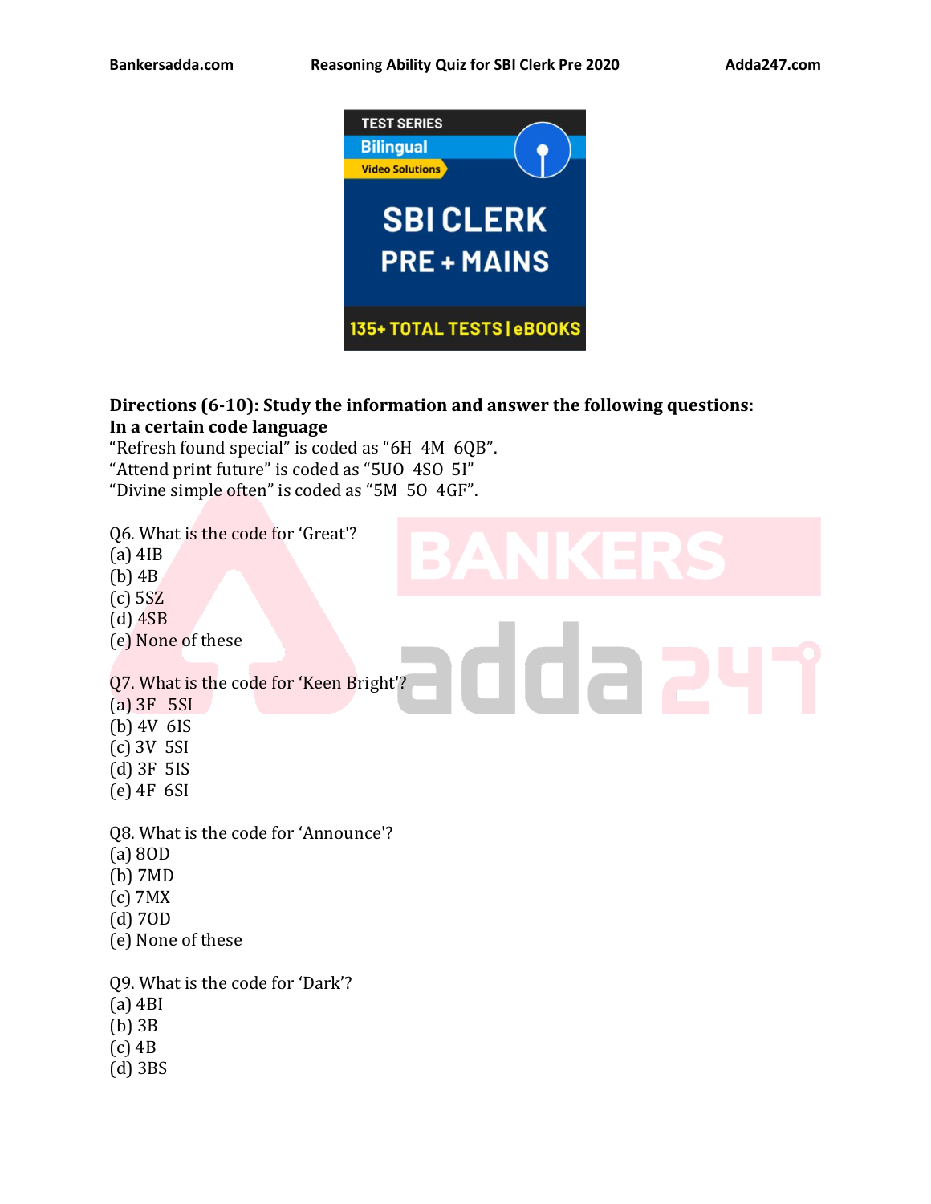**Directions (6-10): Study the information and answer the following questions:**
**In a certain code language**
"Refresh found special" is coded as "6H 4M 6QB".
"Attend print future" is coded as "5UO 4SO 5I"
"Divine simple often" is coded as "5M 5O 4GF".

Q6. What is the code for 'Great'?
(a) 4IB
(b) 4B
(c) 5SZ
(d) 4SB
(e) None of these

Q7. What is the code for 'Keen Bright'?
(a) 3F 5SI
(b) 4V 6IS
(c) 3V 5SI
(d) 3F 5IS
(e) 4F 6SI

Q8. What is the code for 'Announce'?
(a) 8OD
(b) 7MD
(c) 7MX
(d) 7OD
(e) None of these

Q9. What is the code for 'Dark'?
(a) 4BI
(b) 3B
(c) 4B
(d) 3BS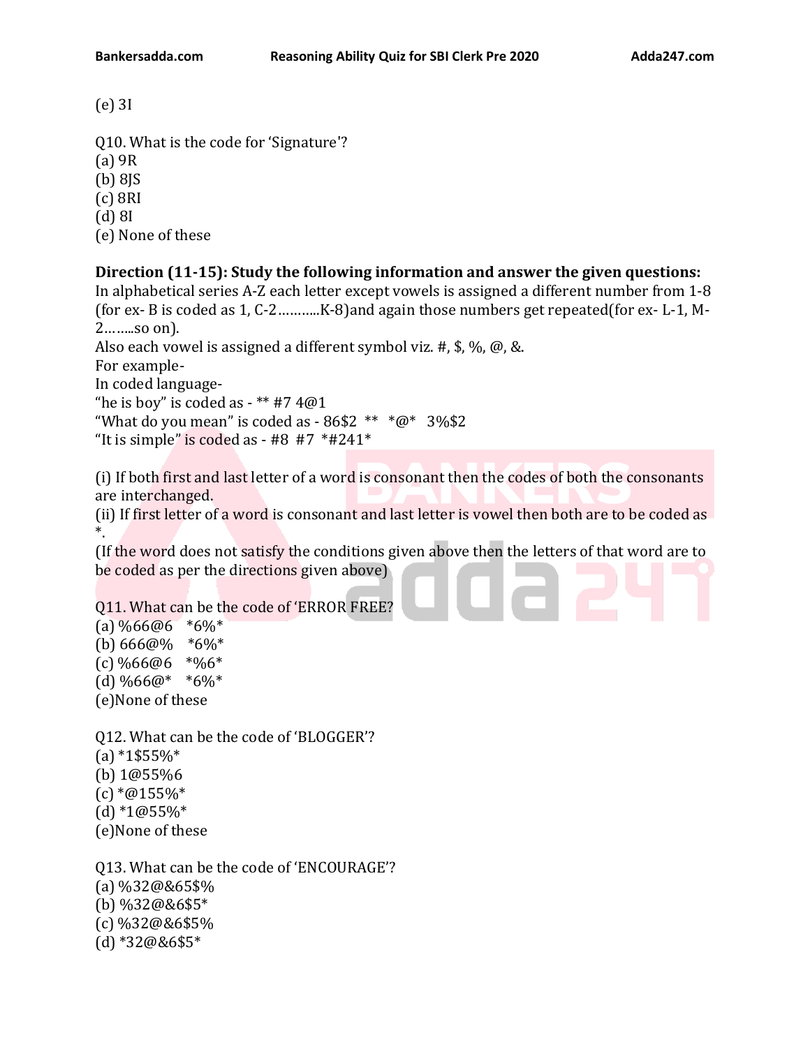(e) 3I

Q10. What is the code for 'Signature'?
(a) 9R
(b) 8JS
(c) 8RI
(d) 8I
(e) None of these

**Direction (11-15): Study the following information and answer the given questions:**

In alphabetical series A-Z each letter except vowels is assigned a different number from 1-8 (for ex- B is coded as 1, C-2………..K-8)and again those numbers get repeated(for ex- L-1, M-2……..so on).

Also each vowel is assigned a different symbol viz. #, $, %, @, &.

For example-

In coded language-

"he is boy" is coded as - ** #7 4@1

"What do you mean" is coded as - 86$2 ** *@* 3%$2

"It is simple" is coded as - #8 #7 *#241*

(i) If both first and last letter of a word is consonant then the codes of both the consonants are interchanged.

(ii) If first letter of a word is consonant and last letter is vowel then both are to be coded as *.

(If the word does not satisfy the conditions given above then the letters of that word are to be coded as per the directions given above)

Q11. What can be the code of 'ERROR FREE?
(a) %66@6 *6%*
(b) 666@% *6%*
(c) %66@6 *%6*
(d) %66@* *6%*
(e)None of these

Q12. What can be the code of 'BLOGGER'?
(a) *1$55%*
(b) 1@55%6
(c) *@155%*
(d) *1@55%*
(e)None of these

Q13. What can be the code of 'ENCOURAGE'?
(a) %32@&65$%
(b) %32@&6$5*
(c) %32@&6$5%
(d) *32@&6$5*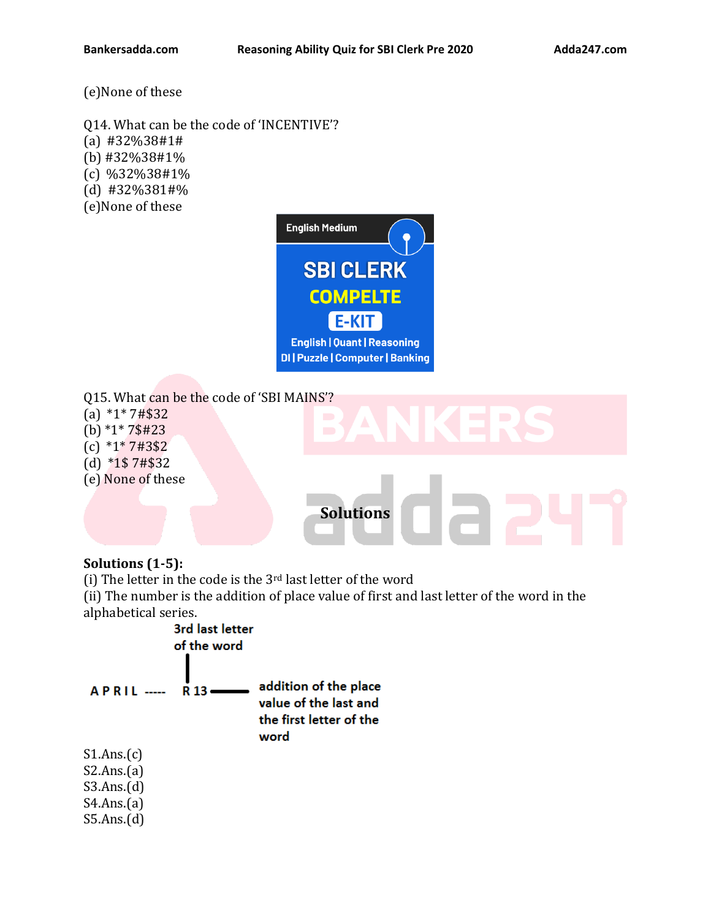(e)None of these

Q14. What can be the code of 'INCENTIVE'?
(a) #32%38#1#
(b) #32%38#1%
(c) %32%38#1%
(d) #32%381#%
(e)None of these

English Medium

SBI CLERK COMPELTE E-KIT

English | Quant | Reasoning
DI | Puzzle | Computer | Banking

Q15. What can be the code of 'SBI MAINS'?
(a) *1* 7#$32
(b) *1* 7$#23
(c) *1* 7#3$2
(d) *1$ 7#$32
(e) None of these

## Solutions

**Solutions (1-5):**
(i) The letter in the code is the 3rd last letter of the word
(ii) The number is the addition of place value of first and last letter of the word in the alphabetical series.

3rd last letter of the word

A P R I L ----- R 13 —— addition of the place value of the last and the first letter of the word

S1.Ans.(c)
S2.Ans.(a)
S3.Ans.(d)
S4.Ans.(a)
S5.Ans.(d)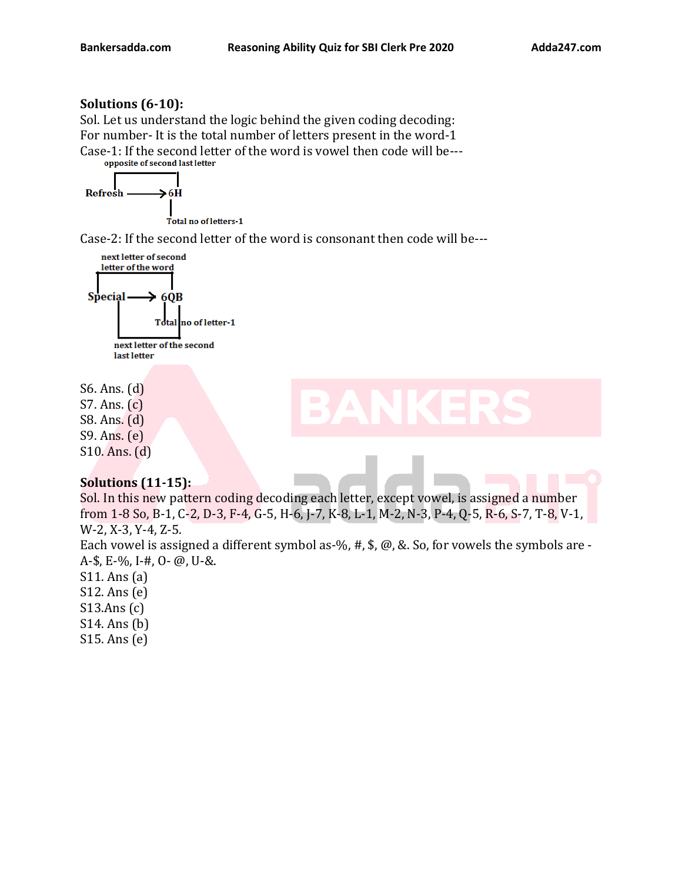**Solutions (6-10):**

Sol. Let us understand the logic behind the given coding decoding:

For number- It is the total number of letters present in the word-1

Case-1: If the second letter of the word is vowel then code will be---

opposite of second last letter

Refresh → 6H

Total no of letters-1

Case-2: If the second letter of the word is consonant then code will be---

next letter of second letter of the word

Special → 6QB

Total no of letter-1

next letter of the second last letter

S6. Ans. (d)
S7. Ans. (c)
S8. Ans. (d)
S9. Ans. (e)
S10. Ans. (d)

**Solutions (11-15):**

Sol. In this new pattern coding decoding each letter, except vowel, is assigned a number from 1-8 So, B-1, C-2, D-3, F-4, G-5, H-6, J-7, K-8, L-1, M-2, N-3, P-4, Q-5, R-6, S-7, T-8, V-1, W-2, X-3, Y-4, Z-5.

Each vowel is assigned a different symbol as-%, #, $, @, &. So, for vowels the symbols are - A-$, E-%, I-#, O- @, U-&.

S11. Ans (a)
S12. Ans (e)
S13. Ans (c)
S14. Ans (b)
S15. Ans (e)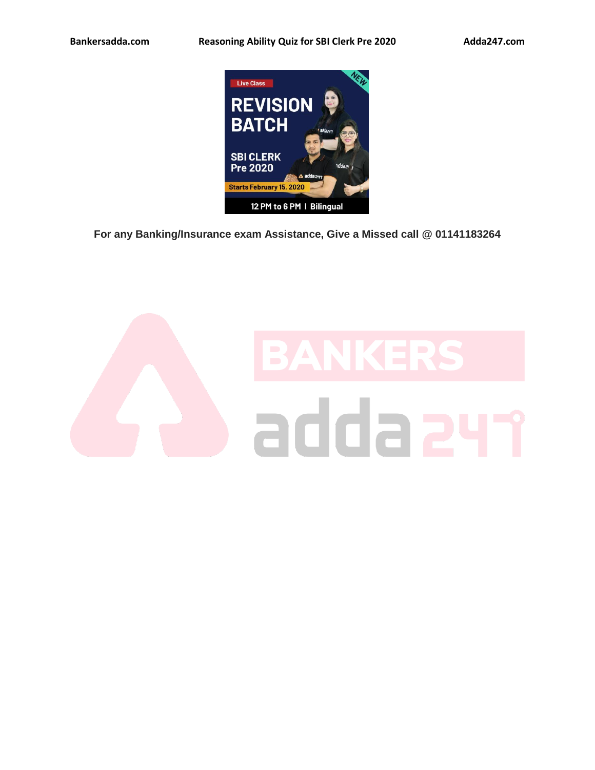For any Banking/Insurance exam Assistance, Give a Missed call @ 01141183264